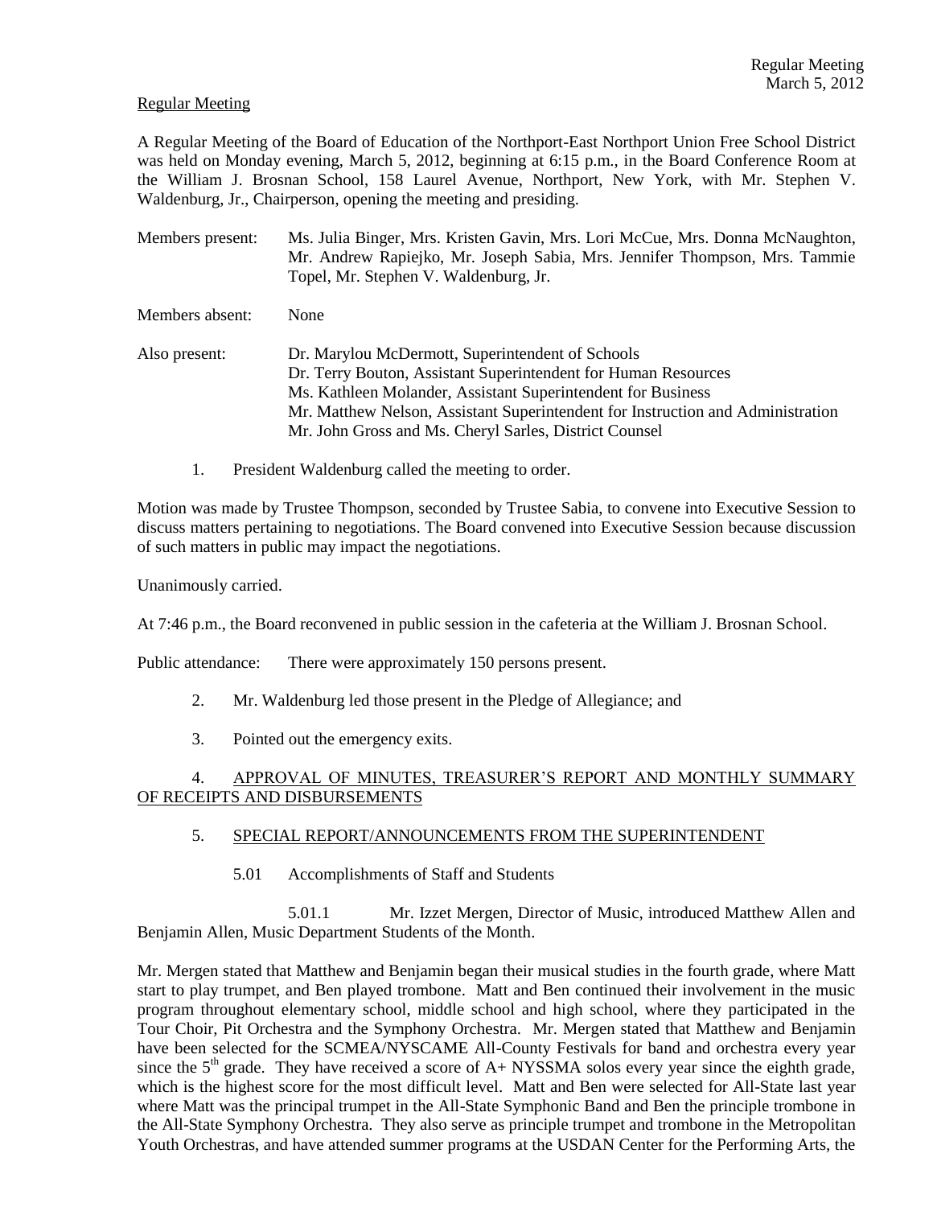Regular Meeting

A Regular Meeting of the Board of Education of the Northport-East Northport Union Free School District was held on Monday evening, March 5, 2012, beginning at 6:15 p.m., in the Board Conference Room at the William J. Brosnan School, 158 Laurel Avenue, Northport, New York, with Mr. Stephen V. Waldenburg, Jr., Chairperson, opening the meeting and presiding.

Members present: Ms. Julia Binger, Mrs. Kristen Gavin, Mrs. Lori McCue, Mrs. Donna McNaughton, Mr. Andrew Rapiejko, Mr. Joseph Sabia, Mrs. Jennifer Thompson, Mrs. Tammie Topel, Mr. Stephen V. Waldenburg, Jr.

Members absent: None

Also present: Dr. Marylou McDermott, Superintendent of Schools
Dr. Terry Bouton, Assistant Superintendent for Human Resources
Ms. Kathleen Molander, Assistant Superintendent for Business
Mr. Matthew Nelson, Assistant Superintendent for Instruction and Administration
Mr. John Gross and Ms. Cheryl Sarles, District Counsel

1. President Waldenburg called the meeting to order.

Motion was made by Trustee Thompson, seconded by Trustee Sabia, to convene into Executive Session to discuss matters pertaining to negotiations. The Board convened into Executive Session because discussion of such matters in public may impact the negotiations.

Unanimously carried.

At 7:46 p.m., the Board reconvened in public session in the cafeteria at the William J. Brosnan School.

Public attendance: There were approximately 150 persons present.

2. Mr. Waldenburg led those present in the Pledge of Allegiance; and

3. Pointed out the emergency exits.

4. APPROVAL OF MINUTES, TREASURER'S REPORT AND MONTHLY SUMMARY OF RECEIPTS AND DISBURSEMENTS

5. SPECIAL REPORT/ANNOUNCEMENTS FROM THE SUPERINTENDENT

5.01 Accomplishments of Staff and Students

5.01.1 Mr. Izzet Mergen, Director of Music, introduced Matthew Allen and Benjamin Allen, Music Department Students of the Month.

Mr. Mergen stated that Matthew and Benjamin began their musical studies in the fourth grade, where Matt start to play trumpet, and Ben played trombone. Matt and Ben continued their involvement in the music program throughout elementary school, middle school and high school, where they participated in the Tour Choir, Pit Orchestra and the Symphony Orchestra. Mr. Mergen stated that Matthew and Benjamin have been selected for the SCMEA/NYSCAME All-County Festivals for band and orchestra every year since the 5th grade. They have received a score of A+ NYSSMA solos every year since the eighth grade, which is the highest score for the most difficult level. Matt and Ben were selected for All-State last year where Matt was the principal trumpet in the All-State Symphonic Band and Ben the principle trombone in the All-State Symphony Orchestra. They also serve as principle trumpet and trombone in the Metropolitan Youth Orchestras, and have attended summer programs at the USDAN Center for the Performing Arts, the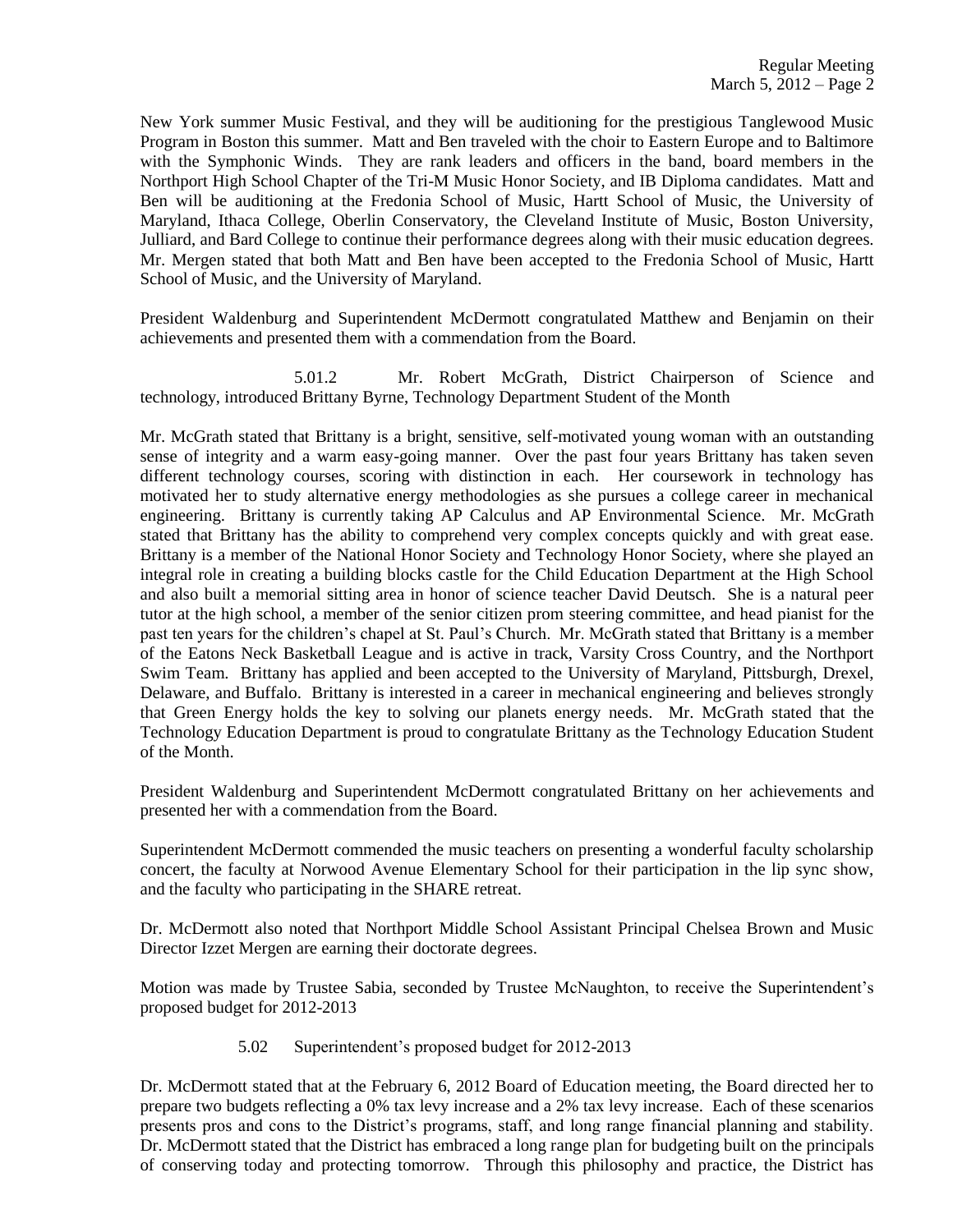New York summer Music Festival, and they will be auditioning for the prestigious Tanglewood Music Program in Boston this summer. Matt and Ben traveled with the choir to Eastern Europe and to Baltimore with the Symphonic Winds. They are rank leaders and officers in the band, board members in the Northport High School Chapter of the Tri-M Music Honor Society, and IB Diploma candidates. Matt and Ben will be auditioning at the Fredonia School of Music, Hartt School of Music, the University of Maryland, Ithaca College, Oberlin Conservatory, the Cleveland Institute of Music, Boston University, Julliard, and Bard College to continue their performance degrees along with their music education degrees. Mr. Mergen stated that both Matt and Ben have been accepted to the Fredonia School of Music, Hartt School of Music, and the University of Maryland.

President Waldenburg and Superintendent McDermott congratulated Matthew and Benjamin on their achievements and presented them with a commendation from the Board.

5.01.2 Mr. Robert McGrath, District Chairperson of Science and technology, introduced Brittany Byrne, Technology Department Student of the Month

Mr. McGrath stated that Brittany is a bright, sensitive, self-motivated young woman with an outstanding sense of integrity and a warm easy-going manner. Over the past four years Brittany has taken seven different technology courses, scoring with distinction in each. Her coursework in technology has motivated her to study alternative energy methodologies as she pursues a college career in mechanical engineering. Brittany is currently taking AP Calculus and AP Environmental Science. Mr. McGrath stated that Brittany has the ability to comprehend very complex concepts quickly and with great ease. Brittany is a member of the National Honor Society and Technology Honor Society, where she played an integral role in creating a building blocks castle for the Child Education Department at the High School and also built a memorial sitting area in honor of science teacher David Deutsch. She is a natural peer tutor at the high school, a member of the senior citizen prom steering committee, and head pianist for the past ten years for the children's chapel at St. Paul's Church. Mr. McGrath stated that Brittany is a member of the Eatons Neck Basketball League and is active in track, Varsity Cross Country, and the Northport Swim Team. Brittany has applied and been accepted to the University of Maryland, Pittsburgh, Drexel, Delaware, and Buffalo. Brittany is interested in a career in mechanical engineering and believes strongly that Green Energy holds the key to solving our planets energy needs. Mr. McGrath stated that the Technology Education Department is proud to congratulate Brittany as the Technology Education Student of the Month.

President Waldenburg and Superintendent McDermott congratulated Brittany on her achievements and presented her with a commendation from the Board.

Superintendent McDermott commended the music teachers on presenting a wonderful faculty scholarship concert, the faculty at Norwood Avenue Elementary School for their participation in the lip sync show, and the faculty who participating in the SHARE retreat.

Dr. McDermott also noted that Northport Middle School Assistant Principal Chelsea Brown and Music Director Izzet Mergen are earning their doctorate degrees.

Motion was made by Trustee Sabia, seconded by Trustee McNaughton, to receive the Superintendent's proposed budget for 2012-2013

5.02 Superintendent's proposed budget for 2012-2013

Dr. McDermott stated that at the February 6, 2012 Board of Education meeting, the Board directed her to prepare two budgets reflecting a 0% tax levy increase and a 2% tax levy increase. Each of these scenarios presents pros and cons to the District's programs, staff, and long range financial planning and stability. Dr. McDermott stated that the District has embraced a long range plan for budgeting built on the principals of conserving today and protecting tomorrow. Through this philosophy and practice, the District has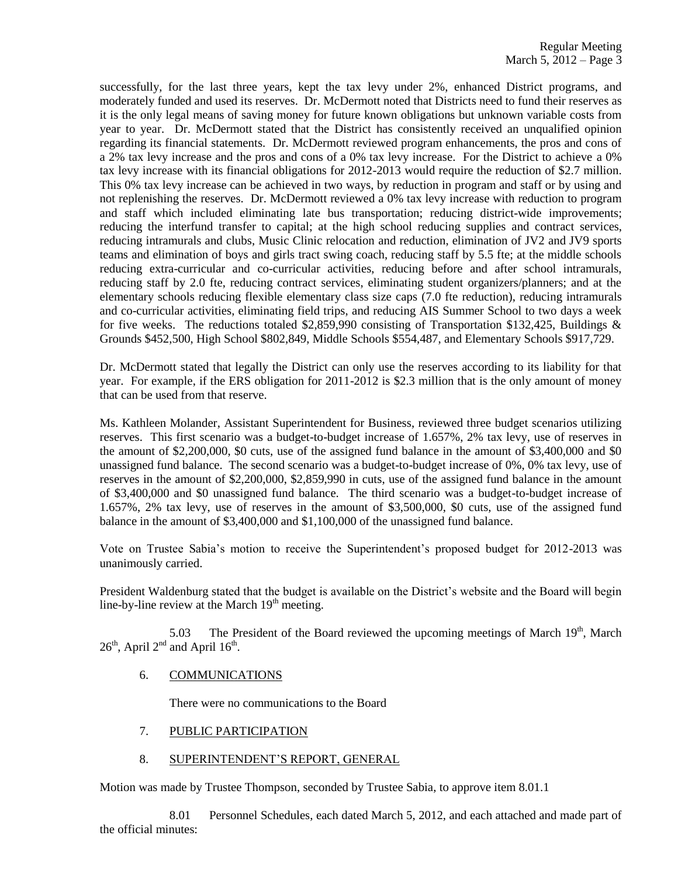successfully, for the last three years, kept the tax levy under 2%, enhanced District programs, and moderately funded and used its reserves. Dr. McDermott noted that Districts need to fund their reserves as it is the only legal means of saving money for future known obligations but unknown variable costs from year to year. Dr. McDermott stated that the District has consistently received an unqualified opinion regarding its financial statements. Dr. McDermott reviewed program enhancements, the pros and cons of a 2% tax levy increase and the pros and cons of a 0% tax levy increase. For the District to achieve a 0% tax levy increase with its financial obligations for 2012-2013 would require the reduction of $2.7 million. This 0% tax levy increase can be achieved in two ways, by reduction in program and staff or by using and not replenishing the reserves. Dr. McDermott reviewed a 0% tax levy increase with reduction to program and staff which included eliminating late bus transportation; reducing district-wide improvements; reducing the interfund transfer to capital; at the high school reducing supplies and contract services, reducing intramurals and clubs, Music Clinic relocation and reduction, elimination of JV2 and JV9 sports teams and elimination of boys and girls tract swing coach, reducing staff by 5.5 fte; at the middle schools reducing extra-curricular and co-curricular activities, reducing before and after school intramurals, reducing staff by 2.0 fte, reducing contract services, eliminating student organizers/planners; and at the elementary schools reducing flexible elementary class size caps (7.0 fte reduction), reducing intramurals and co-curricular activities, eliminating field trips, and reducing AIS Summer School to two days a week for five weeks. The reductions totaled $2,859,990 consisting of Transportation $132,425, Buildings & Grounds $452,500, High School $802,849, Middle Schools $554,487, and Elementary Schools $917,729.

Dr. McDermott stated that legally the District can only use the reserves according to its liability for that year. For example, if the ERS obligation for 2011-2012 is $2.3 million that is the only amount of money that can be used from that reserve.

Ms. Kathleen Molander, Assistant Superintendent for Business, reviewed three budget scenarios utilizing reserves. This first scenario was a budget-to-budget increase of 1.657%, 2% tax levy, use of reserves in the amount of $2,200,000, $0 cuts, use of the assigned fund balance in the amount of $3,400,000 and $0 unassigned fund balance. The second scenario was a budget-to-budget increase of 0%, 0% tax levy, use of reserves in the amount of $2,200,000, $2,859,990 in cuts, use of the assigned fund balance in the amount of $3,400,000 and $0 unassigned fund balance. The third scenario was a budget-to-budget increase of 1.657%, 2% tax levy, use of reserves in the amount of $3,500,000, $0 cuts, use of the assigned fund balance in the amount of $3,400,000 and $1,100,000 of the unassigned fund balance.

Vote on Trustee Sabia's motion to receive the Superintendent's proposed budget for 2012-2013 was unanimously carried.

President Waldenburg stated that the budget is available on the District's website and the Board will begin line-by-line review at the March 19th meeting.

5.03 The President of the Board reviewed the upcoming meetings of March 19th, March 26th, April 2nd and April 16th.

6. COMMUNICATIONS

There were no communications to the Board

7. PUBLIC PARTICIPATION

8. SUPERINTENDENT'S REPORT, GENERAL

Motion was made by Trustee Thompson, seconded by Trustee Sabia, to approve item 8.01.1

8.01 Personnel Schedules, each dated March 5, 2012, and each attached and made part of the official minutes: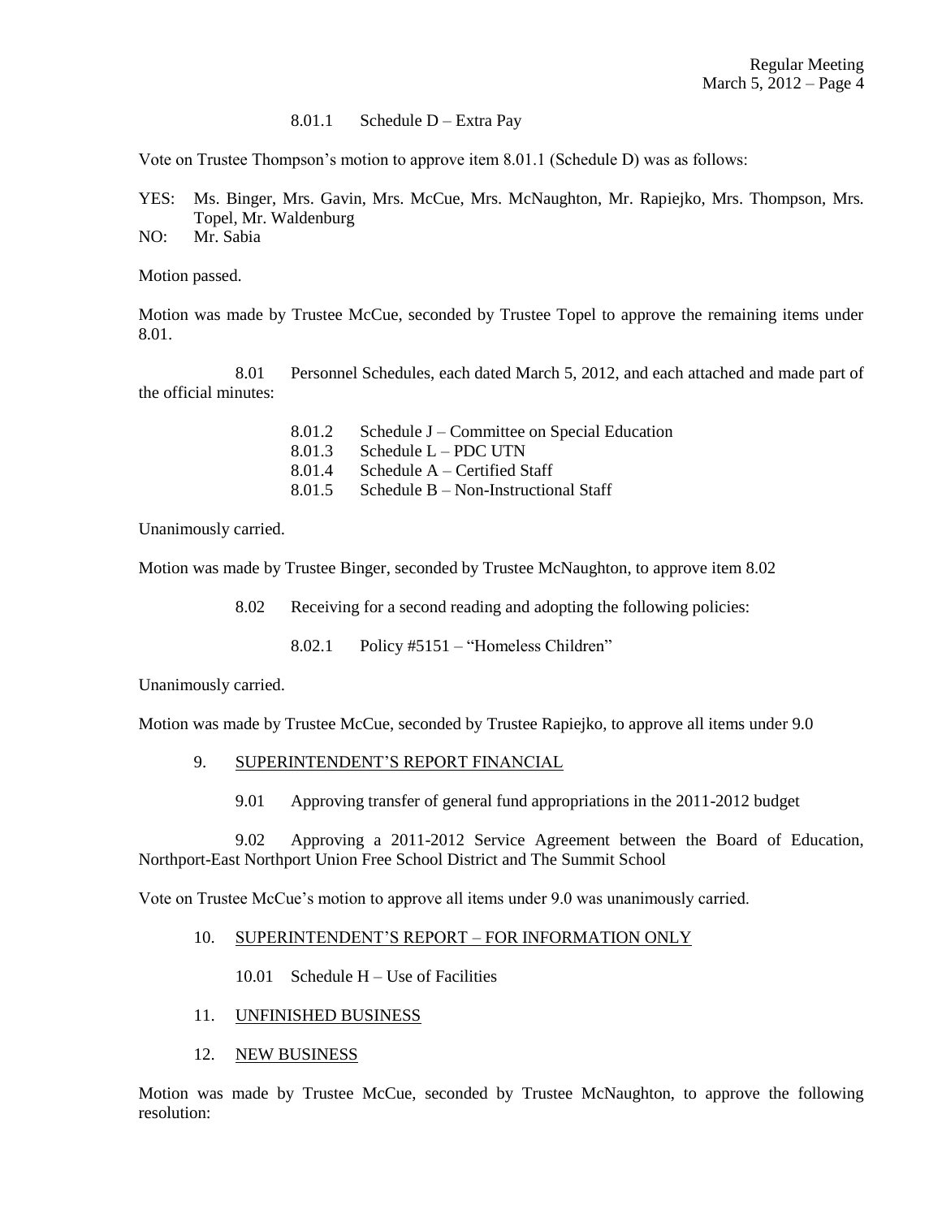8.01.1 Schedule D – Extra Pay

Vote on Trustee Thompson's motion to approve item 8.01.1 (Schedule D) was as follows:

YES: Ms. Binger, Mrs. Gavin, Mrs. McCue, Mrs. McNaughton, Mr. Rapiejko, Mrs. Thompson, Mrs. Topel, Mr. Waldenburg
NO: Mr. Sabia

Motion passed.

Motion was made by Trustee McCue, seconded by Trustee Topel to approve the remaining items under 8.01.

8.01 Personnel Schedules, each dated March 5, 2012, and each attached and made part of the official minutes:

- 8.01.2 Schedule J – Committee on Special Education
- 8.01.3 Schedule L – PDC UTN
- 8.01.4 Schedule A – Certified Staff
- 8.01.5 Schedule B – Non-Instructional Staff

Unanimously carried.

Motion was made by Trustee Binger, seconded by Trustee McNaughton, to approve item 8.02

8.02 Receiving for a second reading and adopting the following policies:

8.02.1 Policy #5151 – "Homeless Children"

Unanimously carried.

Motion was made by Trustee McCue, seconded by Trustee Rapiejko, to approve all items under 9.0

9. SUPERINTENDENT'S REPORT FINANCIAL

9.01 Approving transfer of general fund appropriations in the 2011-2012 budget

9.02 Approving a 2011-2012 Service Agreement between the Board of Education, Northport-East Northport Union Free School District and The Summit School

Vote on Trustee McCue's motion to approve all items under 9.0 was unanimously carried.

10. SUPERINTENDENT'S REPORT – FOR INFORMATION ONLY

10.01 Schedule H – Use of Facilities

11. UNFINISHED BUSINESS

12. NEW BUSINESS

Motion was made by Trustee McCue, seconded by Trustee McNaughton, to approve the following resolution: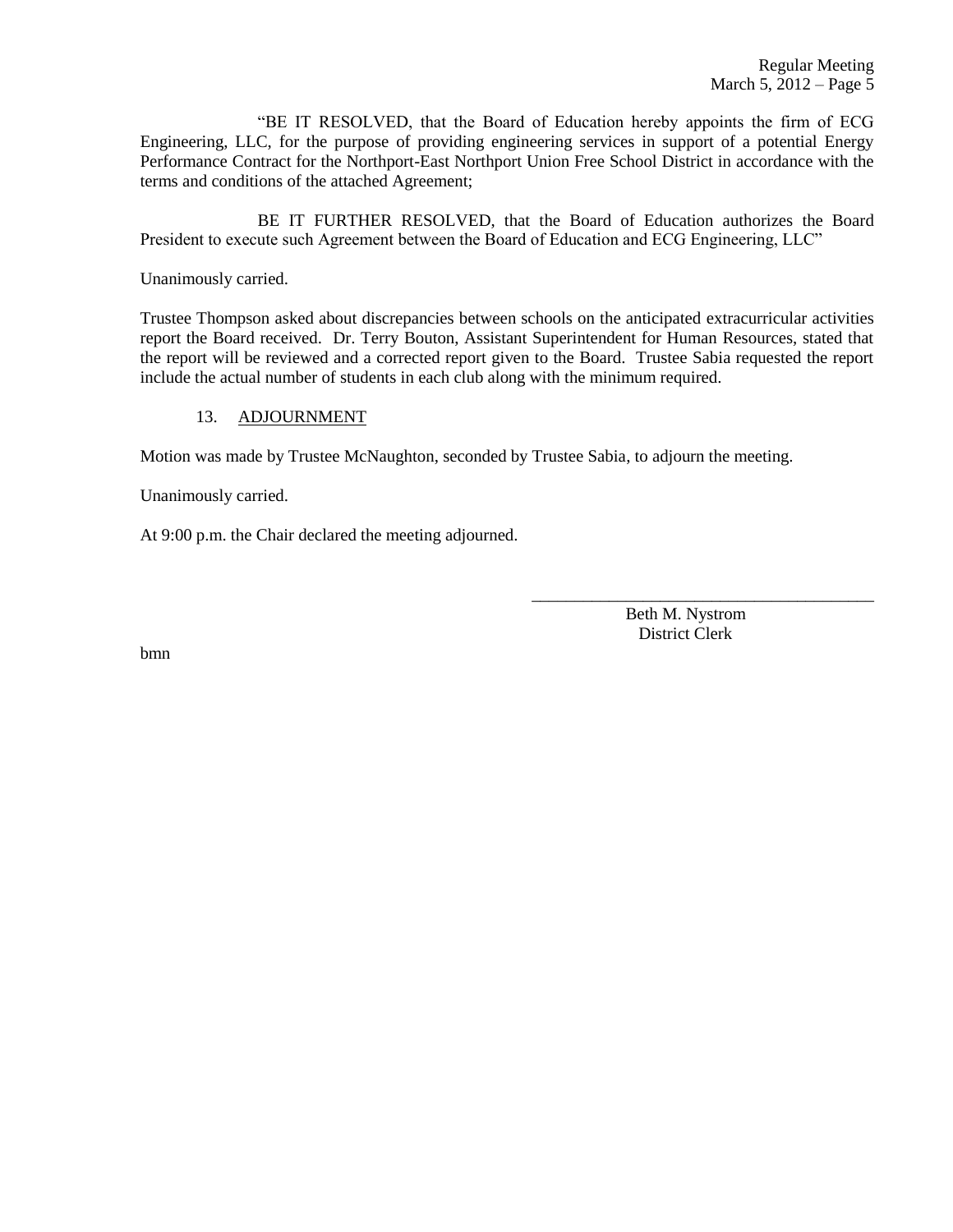"BE IT RESOLVED, that the Board of Education hereby appoints the firm of ECG Engineering, LLC, for the purpose of providing engineering services in support of a potential Energy Performance Contract for the Northport-East Northport Union Free School District in accordance with the terms and conditions of the attached Agreement;

BE IT FURTHER RESOLVED, that the Board of Education authorizes the Board President to execute such Agreement between the Board of Education and ECG Engineering, LLC"

Unanimously carried.

Trustee Thompson asked about discrepancies between schools on the anticipated extracurricular activities report the Board received. Dr. Terry Bouton, Assistant Superintendent for Human Resources, stated that the report will be reviewed and a corrected report given to the Board. Trustee Sabia requested the report include the actual number of students in each club along with the minimum required.

13. ADJOURNMENT

Motion was made by Trustee McNaughton, seconded by Trustee Sabia, to adjourn the meeting.

Unanimously carried.

At 9:00 p.m. the Chair declared the meeting adjourned.

\_\_\_\_\_\_\_\_\_\_\_\_\_\_\_\_\_\_\_\_\_\_\_\_\_\_\_\_\_\_\_\_\_\_\_\_\_\_\_\_

Beth M. Nystrom
District Clerk

bmn